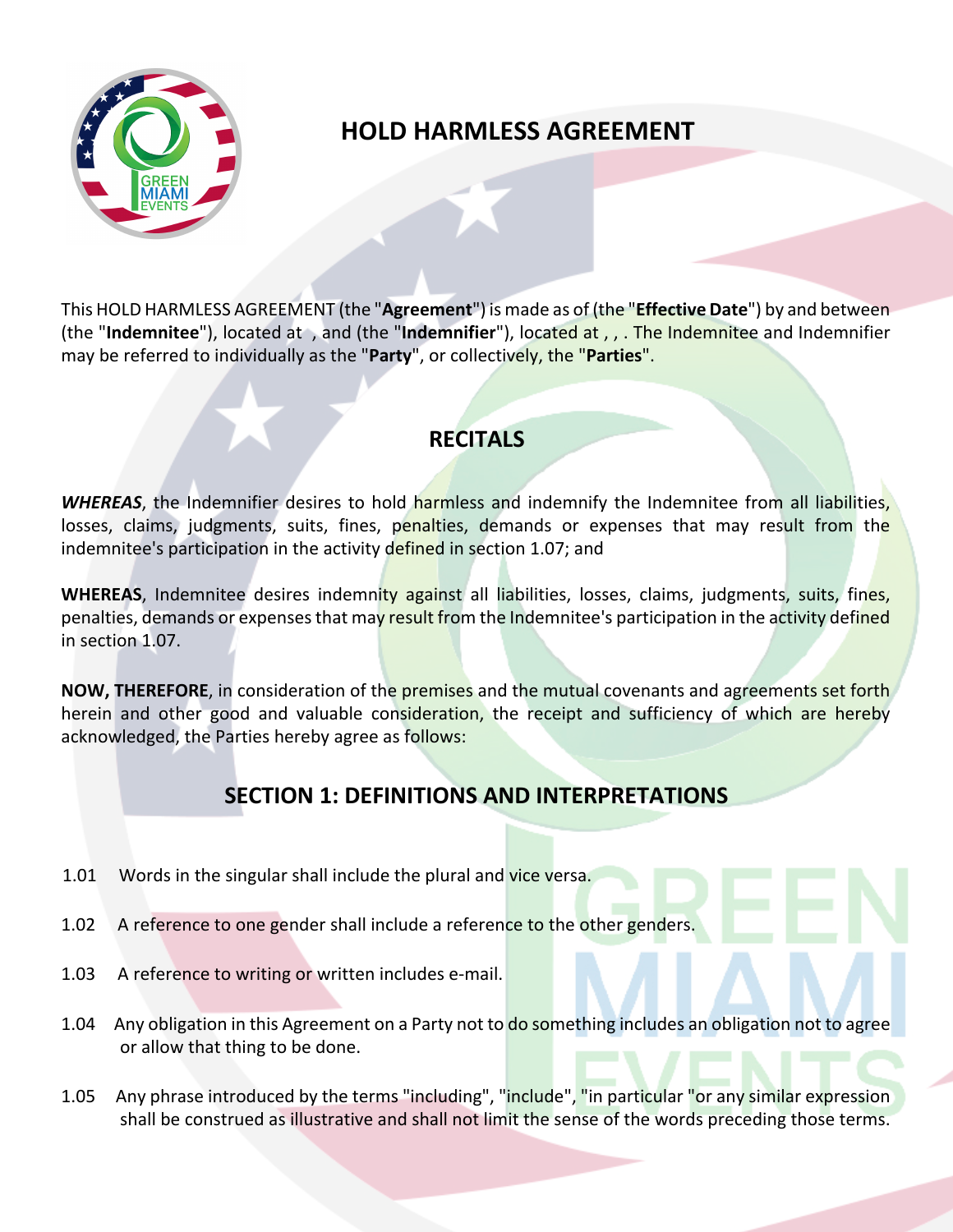# HOLD HARMLESS AGREEMENT

This HOLD HARMLESS AGREEMENT (the "**Agreement**") is made as of (the "**Effective Date**") by and between (the "**Indemnitee**"), located at , and (the "**Indemnifier**"), located at , , . The Indemnitee and Indemnifier may be referred to individually as the "**Party**", or collectively, the "**Parties**".

## RECITALS

***WHEREAS***, the Indemnifier desires to hold harmless and indemnify the Indemnitee from all liabilities, losses, claims, judgments, suits, fines, penalties, demands or expenses that may result from the indemnitee's participation in the activity defined in section 1.07; and

**WHEREAS**, Indemnitee desires indemnity against all liabilities, losses, claims, judgments, suits, fines, penalties, demands or expenses that may result from the Indemnitee's participation in the activity defined in section 1.07.

**NOW, THEREFORE**, in consideration of the premises and the mutual covenants and agreements set forth herein and other good and valuable consideration, the receipt and sufficiency of which are hereby acknowledged, the Parties hereby agree as follows:

## SECTION 1: DEFINITIONS AND INTERPRETATIONS

1.01 Words in the singular shall include the plural and vice versa.

1.02 A reference to one gender shall include a reference to the other genders.

1.03 A reference to writing or written includes e-mail.

1.04 Any obligation in this Agreement on a Party not to do something includes an obligation not to agree or allow that thing to be done.

1.05 Any phrase introduced by the terms "including", "include", "in particular "or any similar expression shall be construed as illustrative and shall not limit the sense of the words preceding those terms.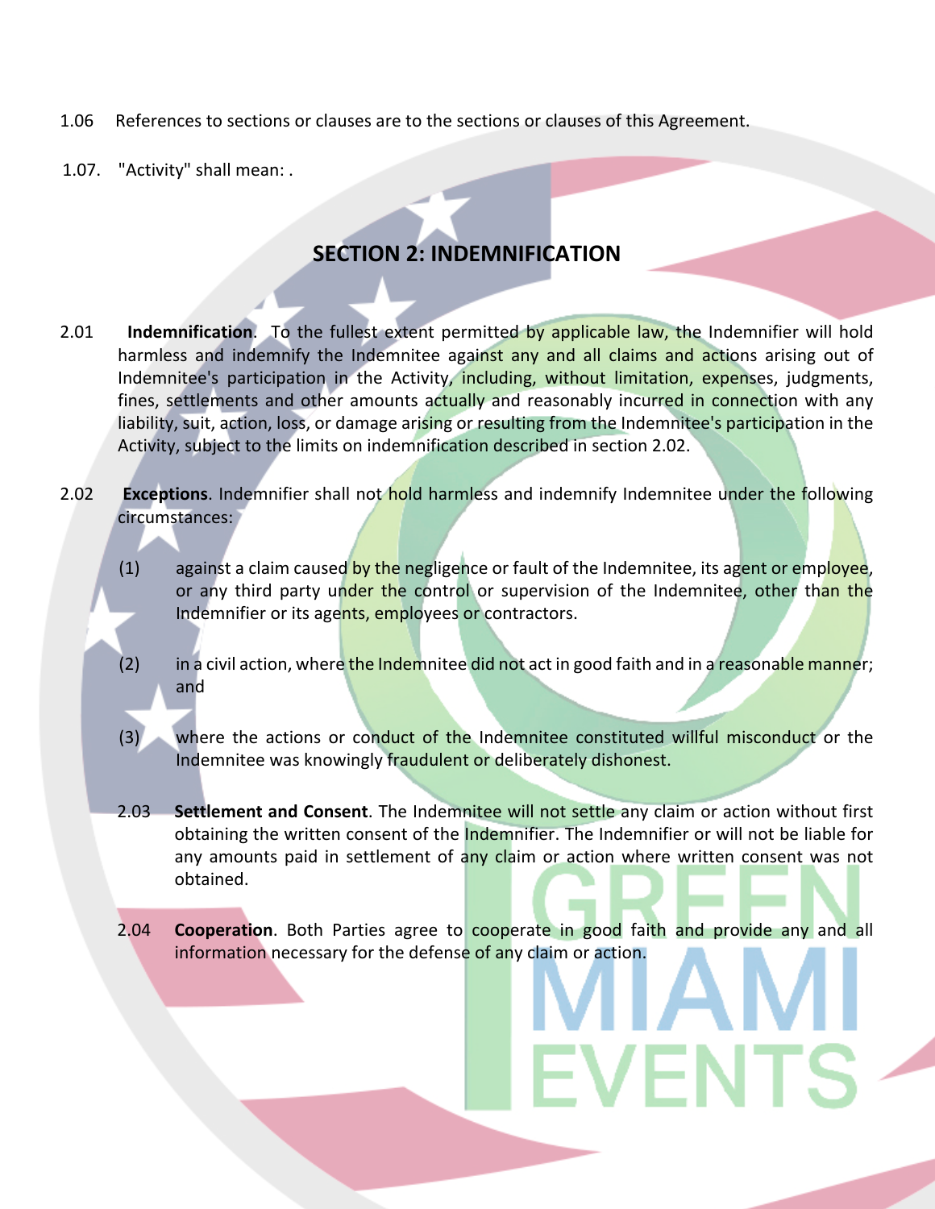1.06 References to sections or clauses are to the sections or clauses of this Agreement.

1.07. "Activity" shall mean: .

## SECTION 2: INDEMNIFICATION

2.01 **Indemnification**. To the fullest extent permitted by applicable law, the Indemnifier will hold harmless and indemnify the Indemnitee against any and all claims and actions arising out of Indemnitee's participation in the Activity, including, without limitation, expenses, judgments, fines, settlements and other amounts actually and reasonably incurred in connection with any liability, suit, action, loss, or damage arising or resulting from the Indemnitee's participation in the Activity, subject to the limits on indemnification described in section 2.02.

2.02 **Exceptions**. Indemnifier shall not hold harmless and indemnify Indemnitee under the following circumstances:

(1) against a claim caused by the negligence or fault of the Indemnitee, its agent or employee, or any third party under the control or supervision of the Indemnitee, other than the Indemnifier or its agents, employees or contractors.

(2) in a civil action, where the Indemnitee did not act in good faith and in a reasonable manner; and

(3) where the actions or conduct of the Indemnitee constituted willful misconduct or the Indemnitee was knowingly fraudulent or deliberately dishonest.

2.03 **Settlement and Consent**. The Indemnitee will not settle any claim or action without first obtaining the written consent of the Indemnifier. The Indemnifier or will not be liable for any amounts paid in settlement of any claim or action where written consent was not obtained.

2.04 **Cooperation**. Both Parties agree to cooperate in good faith and provide any and all information necessary for the defense of any claim or action.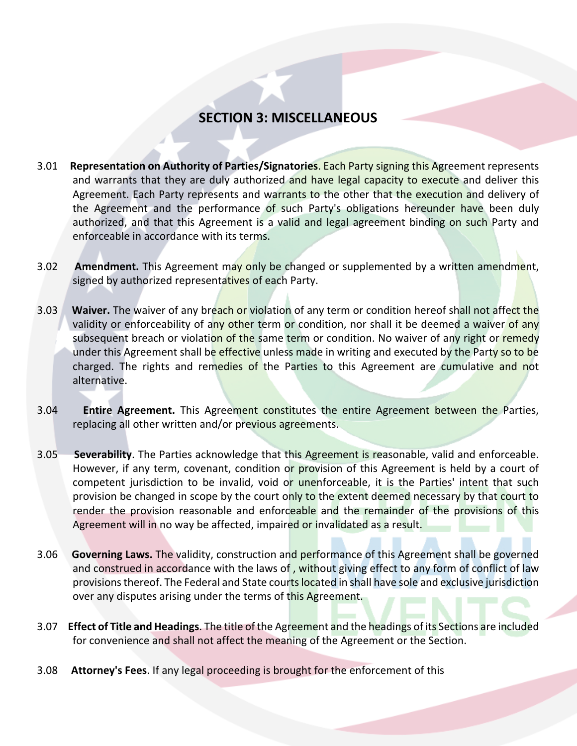## SECTION 3: MISCELLANEOUS

3.01 **Representation on Authority of Parties/Signatories**. Each Party signing this Agreement represents and warrants that they are duly authorized and have legal capacity to execute and deliver this Agreement. Each Party represents and warrants to the other that the execution and delivery of the Agreement and the performance of such Party's obligations hereunder have been duly authorized, and that this Agreement is a valid and legal agreement binding on such Party and enforceable in accordance with its terms.

3.02 **Amendment.** This Agreement may only be changed or supplemented by a written amendment, signed by authorized representatives of each Party.

3.03 **Waiver.** The waiver of any breach or violation of any term or condition hereof shall not affect the validity or enforceability of any other term or condition, nor shall it be deemed a waiver of any subsequent breach or violation of the same term or condition. No waiver of any right or remedy under this Agreement shall be effective unless made in writing and executed by the Party so to be charged. The rights and remedies of the Parties to this Agreement are cumulative and not alternative.

3.04 **Entire Agreement.** This Agreement constitutes the entire Agreement between the Parties, replacing all other written and/or previous agreements.

3.05 **Severability**. The Parties acknowledge that this Agreement is reasonable, valid and enforceable. However, if any term, covenant, condition or provision of this Agreement is held by a court of competent jurisdiction to be invalid, void or unenforceable, it is the Parties' intent that such provision be changed in scope by the court only to the extent deemed necessary by that court to render the provision reasonable and enforceable and the remainder of the provisions of this Agreement will in no way be affected, impaired or invalidated as a result.

3.06 **Governing Laws.** The validity, construction and performance of this Agreement shall be governed and construed in accordance with the laws of , without giving effect to any form of conflict of law provisions thereof. The Federal and State courts located in shall have sole and exclusive jurisdiction over any disputes arising under the terms of this Agreement.

3.07 **Effect of Title and Headings**. The title of the Agreement and the headings of its Sections are included for convenience and shall not affect the meaning of the Agreement or the Section.

3.08 **Attorney's Fees**. If any legal proceeding is brought for the enforcement of this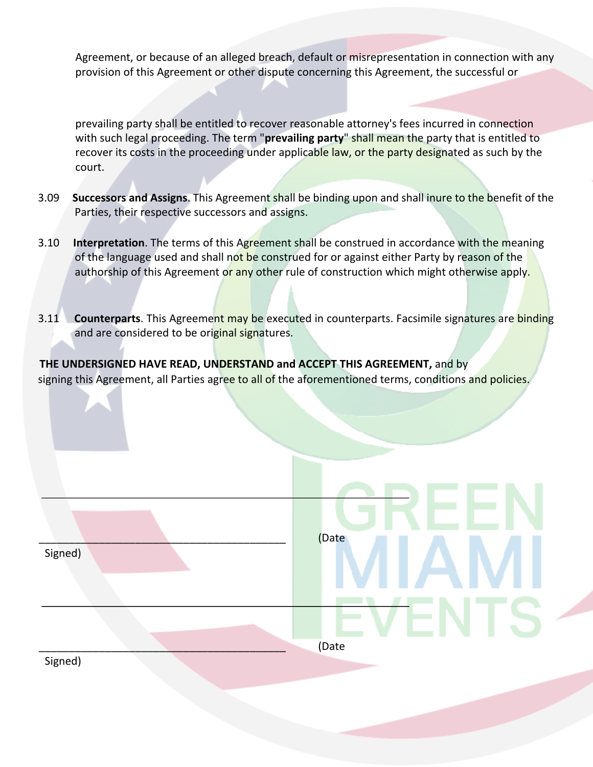Agreement, or because of an alleged breach, default or misrepresentation in connection with any provision of this Agreement or other dispute concerning this Agreement, the successful or prevailing party shall be entitled to recover reasonable attorney's fees incurred in connection with such legal proceeding. The term "**prevailing party**" shall mean the party that is entitled to recover its costs in the proceeding under applicable law, or the party designated as such by the court.

3.09 **Successors and Assigns**. This Agreement shall be binding upon and shall inure to the benefit of the Parties, their respective successors and assigns.

3.10 **Interpretation**. The terms of this Agreement shall be construed in accordance with the meaning of the language used and shall not be construed for or against either Party by reason of the authorship of this Agreement or any other rule of construction which might otherwise apply.

3.11 **Counterparts**. This Agreement may be executed in counterparts. Facsimile signatures are binding and are considered to be original signatures.

**THE UNDERSIGNED HAVE READ, UNDERSTAND and ACCEPT THIS AGREEMENT,** and by signing this Agreement, all Parties agree to all of the aforementioned terms, conditions and policies.

______________________________________________________________

__________________________________________ (Date Signed)

______________________________________________________________

__________________________________________ (Date Signed)